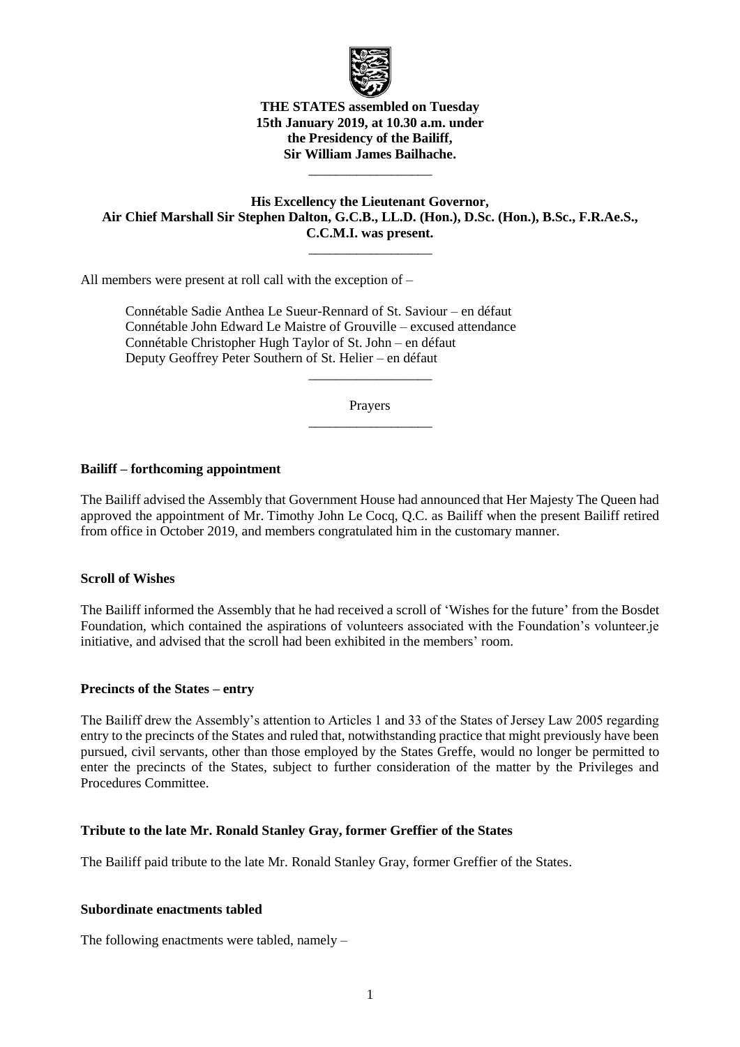**THE STATES assembled on Tuesday 15th January 2019, at 10.30 a.m. under the Presidency of the Bailiff, Sir William James Bailhache.**

\_\_\_\_\_\_\_\_\_\_\_\_\_\_\_\_\_\_

**His Excellency the Lieutenant Governor, Air Chief Marshall Sir Stephen Dalton, G.C.B., LL.D. (Hon.), D.Sc. (Hon.), B.Sc., F.R.Ae.S., C.C.M.I. was present.**

\_\_\_\_\_\_\_\_\_\_\_\_\_\_\_\_\_\_

All members were present at roll call with the exception of –

Connétable Sadie Anthea Le Sueur-Rennard of St. Saviour – en défaut
Connétable John Edward Le Maistre of Grouville – excused attendance
Connétable Christopher Hugh Taylor of St. John – en défaut
Deputy Geoffrey Peter Southern of St. Helier – en défaut

\_\_\_\_\_\_\_\_\_\_\_\_\_\_\_\_\_\_

Prayers

\_\_\_\_\_\_\_\_\_\_\_\_\_\_\_\_\_\_

**Bailiff – forthcoming appointment**

The Bailiff advised the Assembly that Government House had announced that Her Majesty The Queen had approved the appointment of Mr. Timothy John Le Cocq, Q.C. as Bailiff when the present Bailiff retired from office in October 2019, and members congratulated him in the customary manner.

**Scroll of Wishes**

The Bailiff informed the Assembly that he had received a scroll of 'Wishes for the future' from the Bosdet Foundation, which contained the aspirations of volunteers associated with the Foundation's volunteer.je initiative, and advised that the scroll had been exhibited in the members' room.

**Precincts of the States – entry**

The Bailiff drew the Assembly's attention to Articles 1 and 33 of the States of Jersey Law 2005 regarding entry to the precincts of the States and ruled that, notwithstanding practice that might previously have been pursued, civil servants, other than those employed by the States Greffe, would no longer be permitted to enter the precincts of the States, subject to further consideration of the matter by the Privileges and Procedures Committee.

**Tribute to the late Mr. Ronald Stanley Gray, former Greffier of the States**

The Bailiff paid tribute to the late Mr. Ronald Stanley Gray, former Greffier of the States.

**Subordinate enactments tabled**

The following enactments were tabled, namely –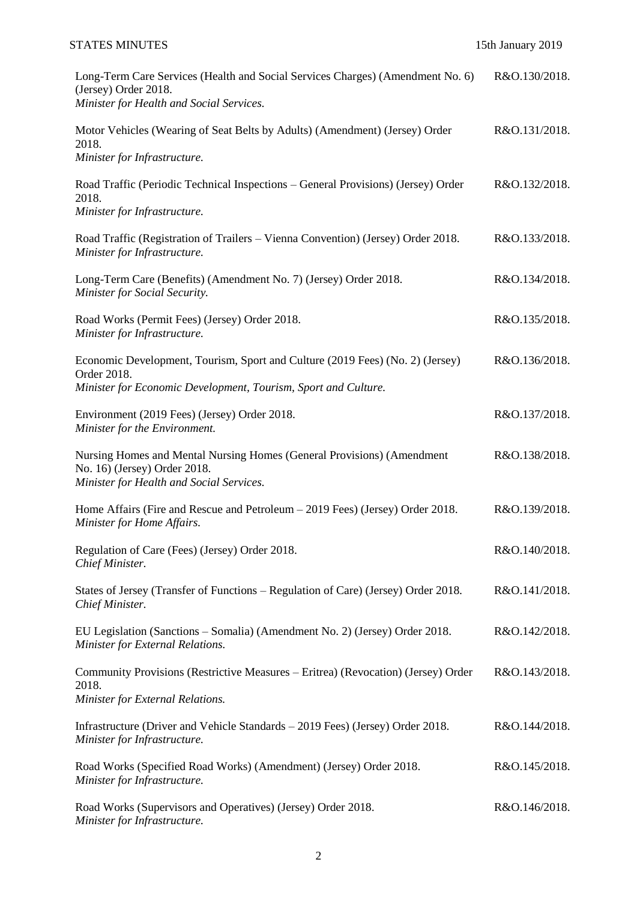| | |
|---|---|
| Long-Term Care Services (Health and Social Services Charges) (Amendment No. 6) (Jersey) Order 2018.<br>*Minister for Health and Social Services.* | R&O.130/2018. |
| Motor Vehicles (Wearing of Seat Belts by Adults) (Amendment) (Jersey) Order 2018.<br>*Minister for Infrastructure.* | R&O.131/2018. |
| Road Traffic (Periodic Technical Inspections – General Provisions) (Jersey) Order 2018.<br>*Minister for Infrastructure.* | R&O.132/2018. |
| Road Traffic (Registration of Trailers – Vienna Convention) (Jersey) Order 2018.<br>*Minister for Infrastructure.* | R&O.133/2018. |
| Long-Term Care (Benefits) (Amendment No. 7) (Jersey) Order 2018.<br>*Minister for Social Security.* | R&O.134/2018. |
| Road Works (Permit Fees) (Jersey) Order 2018.<br>*Minister for Infrastructure.* | R&O.135/2018. |
| Economic Development, Tourism, Sport and Culture (2019 Fees) (No. 2) (Jersey) Order 2018.<br>*Minister for Economic Development, Tourism, Sport and Culture.* | R&O.136/2018. |
| Environment (2019 Fees) (Jersey) Order 2018.<br>*Minister for the Environment.* | R&O.137/2018. |
| Nursing Homes and Mental Nursing Homes (General Provisions) (Amendment No. 16) (Jersey) Order 2018.<br>*Minister for Health and Social Services.* | R&O.138/2018. |
| Home Affairs (Fire and Rescue and Petroleum – 2019 Fees) (Jersey) Order 2018.<br>*Minister for Home Affairs.* | R&O.139/2018. |
| Regulation of Care (Fees) (Jersey) Order 2018.<br>*Chief Minister.* | R&O.140/2018. |
| States of Jersey (Transfer of Functions – Regulation of Care) (Jersey) Order 2018.<br>*Chief Minister.* | R&O.141/2018. |
| EU Legislation (Sanctions – Somalia) (Amendment No. 2) (Jersey) Order 2018.<br>*Minister for External Relations.* | R&O.142/2018. |
| Community Provisions (Restrictive Measures – Eritrea) (Revocation) (Jersey) Order 2018.<br>*Minister for External Relations.* | R&O.143/2018. |
| Infrastructure (Driver and Vehicle Standards – 2019 Fees) (Jersey) Order 2018.<br>*Minister for Infrastructure.* | R&O.144/2018. |
| Road Works (Specified Road Works) (Amendment) (Jersey) Order 2018.<br>*Minister for Infrastructure.* | R&O.145/2018. |
| Road Works (Supervisors and Operatives) (Jersey) Order 2018.<br>*Minister for Infrastructure.* | R&O.146/2018. |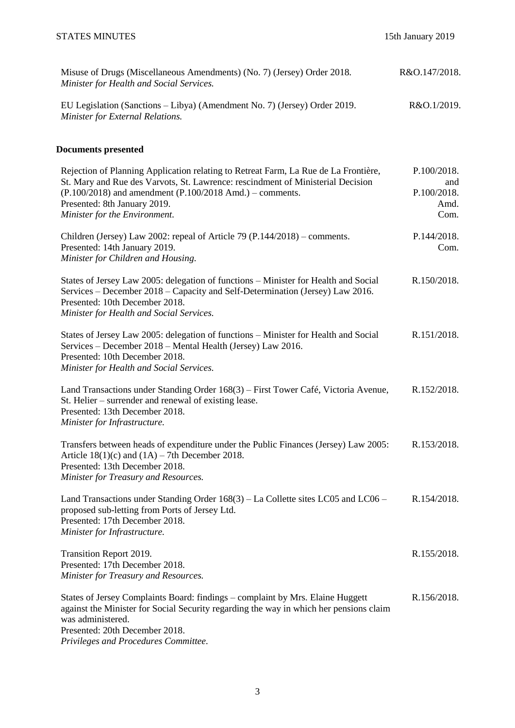| | |
|---|---|
| Misuse of Drugs (Miscellaneous Amendments) (No. 7) (Jersey) Order 2018.<br>*Minister for Health and Social Services.* | R&O.147/2018. |
| EU Legislation (Sanctions – Libya) (Amendment No. 7) (Jersey) Order 2019.<br>*Minister for External Relations.* | R&O.1/2019. |

## Documents presented

| | |
|---|---|
| Rejection of Planning Application relating to Retreat Farm, La Rue de La Frontière, St. Mary and Rue des Varvots, St. Lawrence: rescindment of Ministerial Decision (P.100/2018) and amendment (P.100/2018 Amd.) – comments.<br>Presented: 8th January 2019.<br>*Minister for the Environment.* | P.100/2018. and P.100/2018. Amd. Com. |
| Children (Jersey) Law 2002: repeal of Article 79 (P.144/2018) – comments.<br>Presented: 14th January 2019.<br>*Minister for Children and Housing.* | P.144/2018. Com. |
| States of Jersey Law 2005: delegation of functions – Minister for Health and Social Services – December 2018 – Capacity and Self-Determination (Jersey) Law 2016.<br>Presented: 10th December 2018.<br>*Minister for Health and Social Services.* | R.150/2018. |
| States of Jersey Law 2005: delegation of functions – Minister for Health and Social Services – December 2018 – Mental Health (Jersey) Law 2016.<br>Presented: 10th December 2018.<br>*Minister for Health and Social Services.* | R.151/2018. |
| Land Transactions under Standing Order 168(3) – First Tower Café, Victoria Avenue, St. Helier – surrender and renewal of existing lease.<br>Presented: 13th December 2018.<br>*Minister for Infrastructure.* | R.152/2018. |
| Transfers between heads of expenditure under the Public Finances (Jersey) Law 2005: Article 18(1)(c) and (1A) – 7th December 2018.<br>Presented: 13th December 2018.<br>*Minister for Treasury and Resources.* | R.153/2018. |
| Land Transactions under Standing Order 168(3) – La Collette sites LC05 and LC06 – proposed sub-letting from Ports of Jersey Ltd.<br>Presented: 17th December 2018.<br>*Minister for Infrastructure.* | R.154/2018. |
| Transition Report 2019.<br>Presented: 17th December 2018.<br>*Minister for Treasury and Resources.* | R.155/2018. |
| States of Jersey Complaints Board: findings – complaint by Mrs. Elaine Huggett against the Minister for Social Security regarding the way in which her pensions claim was administered.<br>Presented: 20th December 2018.<br>*Privileges and Procedures Committee.* | R.156/2018. |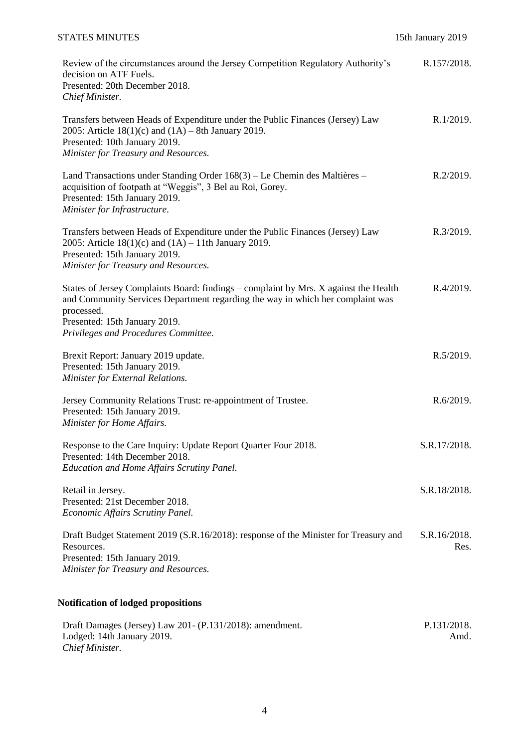Review of the circumstances around the Jersey Competition Regulatory Authority's decision on ATF Fuels.
Presented: 20th December 2018.
*Chief Minister.*
R.157/2018.

Transfers between Heads of Expenditure under the Public Finances (Jersey) Law 2005: Article 18(1)(c) and (1A) – 8th January 2019.
Presented: 10th January 2019.
*Minister for Treasury and Resources.*
R.1/2019.

Land Transactions under Standing Order 168(3) – Le Chemin des Maltières – acquisition of footpath at "Weggis", 3 Bel au Roi, Gorey.
Presented: 15th January 2019.
*Minister for Infrastructure.*
R.2/2019.

Transfers between Heads of Expenditure under the Public Finances (Jersey) Law 2005: Article 18(1)(c) and (1A) – 11th January 2019.
Presented: 15th January 2019.
*Minister for Treasury and Resources.*
R.3/2019.

States of Jersey Complaints Board: findings – complaint by Mrs. X against the Health and Community Services Department regarding the way in which her complaint was processed.
Presented: 15th January 2019.
*Privileges and Procedures Committee.*
R.4/2019.

Brexit Report: January 2019 update.
Presented: 15th January 2019.
*Minister for External Relations.*
R.5/2019.

Jersey Community Relations Trust: re-appointment of Trustee.
Presented: 15th January 2019.
*Minister for Home Affairs.*
R.6/2019.

Response to the Care Inquiry: Update Report Quarter Four 2018.
Presented: 14th December 2018.
*Education and Home Affairs Scrutiny Panel.*
S.R.17/2018.

Retail in Jersey.
Presented: 21st December 2018.
*Economic Affairs Scrutiny Panel.*
S.R.18/2018.

Draft Budget Statement 2019 (S.R.16/2018): response of the Minister for Treasury and Resources.
Presented: 15th January 2019.
*Minister for Treasury and Resources.*
S.R.16/2018. Res.

**Notification of lodged propositions**

Draft Damages (Jersey) Law 201- (P.131/2018): amendment.
Lodged: 14th January 2019.
*Chief Minister.*
P.131/2018. Amd.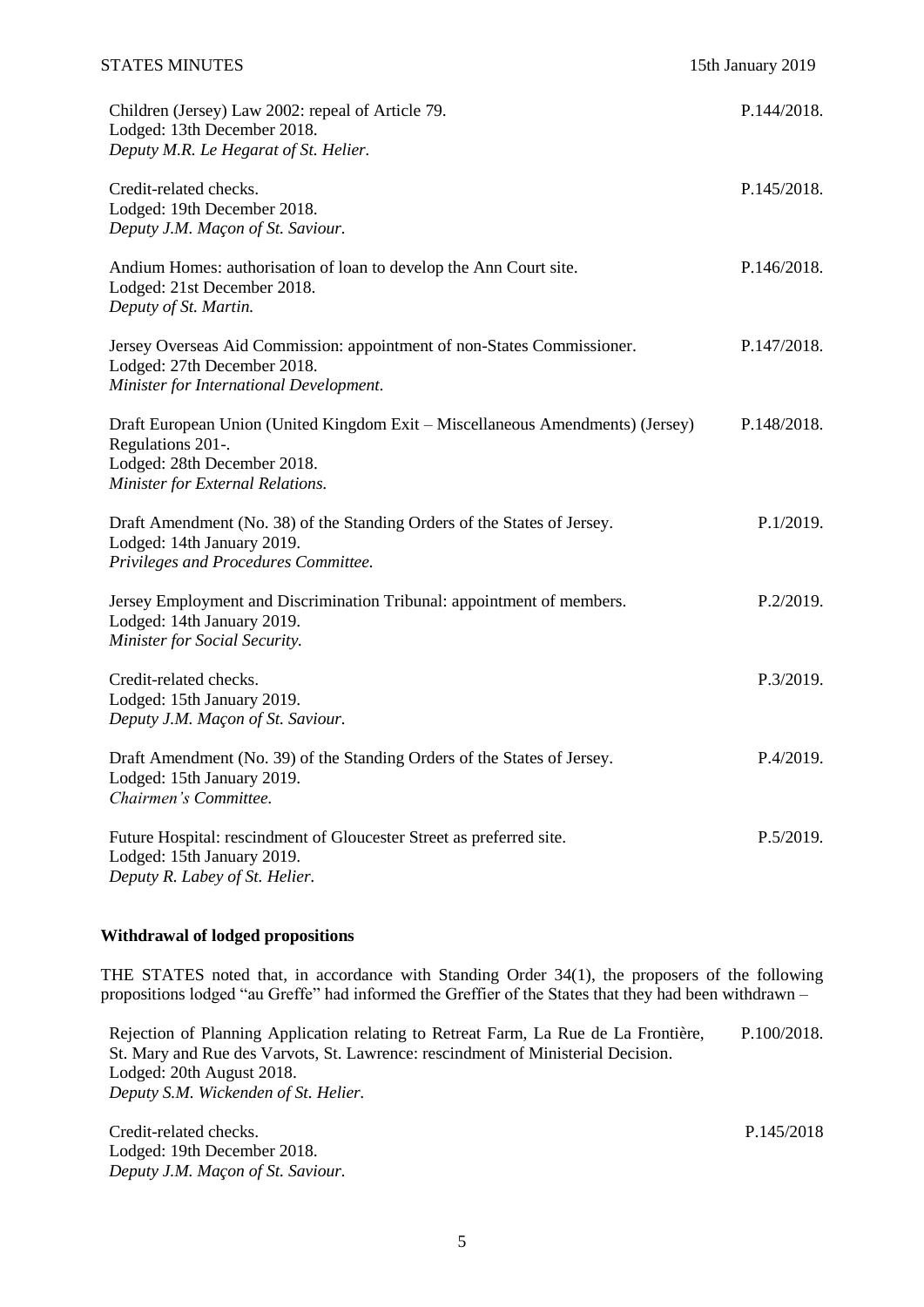Children (Jersey) Law 2002: repeal of Article 79. P.144/2018.
Lodged: 13th December 2018.
*Deputy M.R. Le Hegarat of St. Helier.*

Credit-related checks. P.145/2018.
Lodged: 19th December 2018.
*Deputy J.M. Maçon of St. Saviour.*

Andium Homes: authorisation of loan to develop the Ann Court site. P.146/2018.
Lodged: 21st December 2018.
*Deputy of St. Martin.*

Jersey Overseas Aid Commission: appointment of non-States Commissioner. P.147/2018.
Lodged: 27th December 2018.
*Minister for International Development.*

Draft European Union (United Kingdom Exit – Miscellaneous Amendments) (Jersey) Regulations 201-. P.148/2018.
Lodged: 28th December 2018.
*Minister for External Relations.*

Draft Amendment (No. 38) of the Standing Orders of the States of Jersey. P.1/2019.
Lodged: 14th January 2019.
*Privileges and Procedures Committee.*

Jersey Employment and Discrimination Tribunal: appointment of members. P.2/2019.
Lodged: 14th January 2019.
*Minister for Social Security.*

Credit-related checks. P.3/2019.
Lodged: 15th January 2019.
*Deputy J.M. Maçon of St. Saviour.*

Draft Amendment (No. 39) of the Standing Orders of the States of Jersey. P.4/2019.
Lodged: 15th January 2019.
*Chairmen's Committee.*

Future Hospital: rescindment of Gloucester Street as preferred site. P.5/2019.
Lodged: 15th January 2019.
*Deputy R. Labey of St. Helier.*

**Withdrawal of lodged propositions**

THE STATES noted that, in accordance with Standing Order 34(1), the proposers of the following propositions lodged "au Greffe" had informed the Greffier of the States that they had been withdrawn –

Rejection of Planning Application relating to Retreat Farm, La Rue de La Frontière, St. Mary and Rue des Varvots, St. Lawrence: rescindment of Ministerial Decision. P.100/2018.
Lodged: 20th August 2018.
*Deputy S.M. Wickenden of St. Helier.*

Credit-related checks. P.145/2018
Lodged: 19th December 2018.
*Deputy J.M. Maçon of St. Saviour.*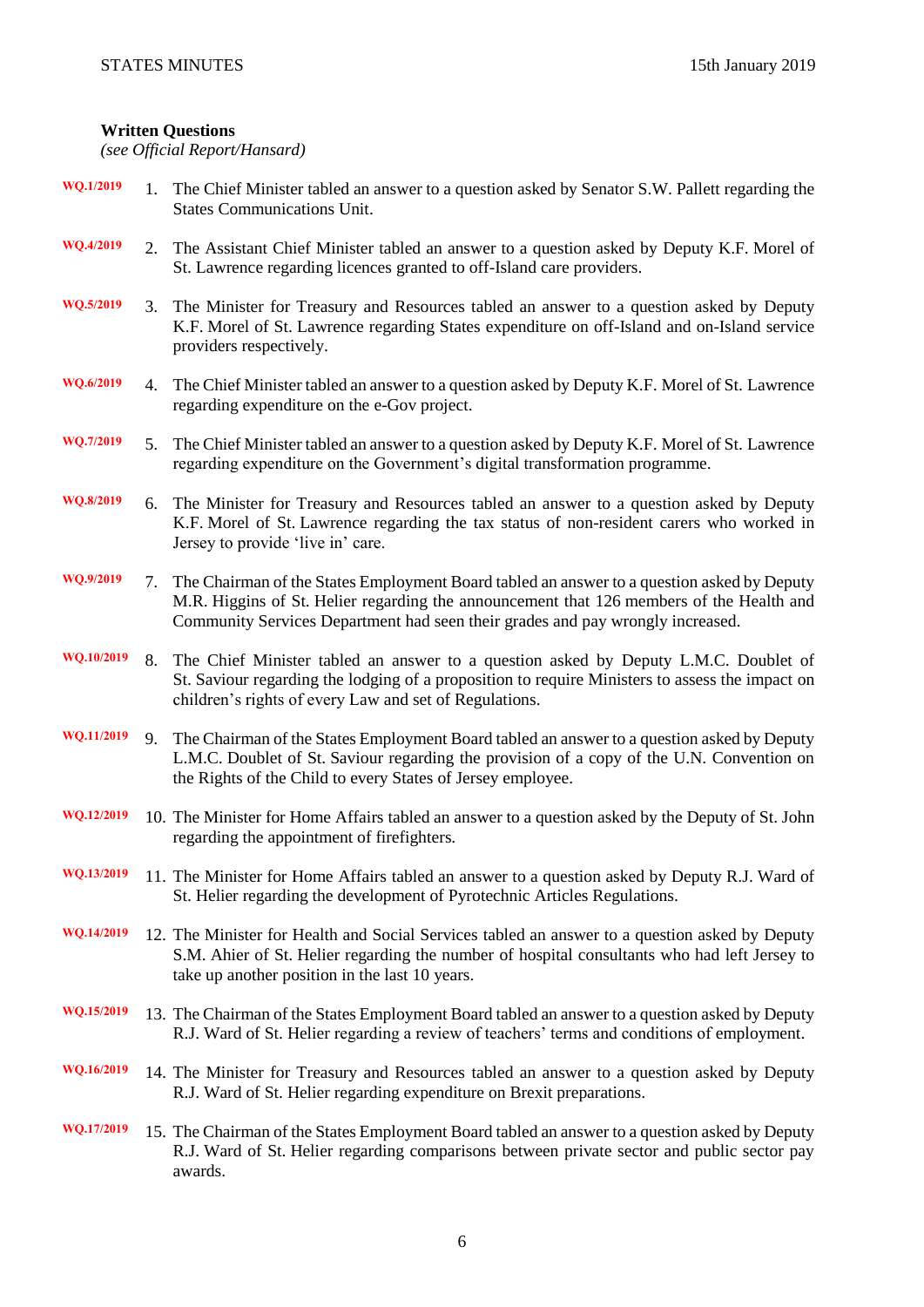**Written Questions**
*(see Official Report/Hansard)*

WQ.1/2019 1. The Chief Minister tabled an answer to a question asked by Senator S.W. Pallett regarding the States Communications Unit.

WQ.4/2019 2. The Assistant Chief Minister tabled an answer to a question asked by Deputy K.F. Morel of St. Lawrence regarding licences granted to off-Island care providers.

WQ.5/2019 3. The Minister for Treasury and Resources tabled an answer to a question asked by Deputy K.F. Morel of St. Lawrence regarding States expenditure on off-Island and on-Island service providers respectively.

WQ.6/2019 4. The Chief Minister tabled an answer to a question asked by Deputy K.F. Morel of St. Lawrence regarding expenditure on the e-Gov project.

WQ.7/2019 5. The Chief Minister tabled an answer to a question asked by Deputy K.F. Morel of St. Lawrence regarding expenditure on the Government's digital transformation programme.

WQ.8/2019 6. The Minister for Treasury and Resources tabled an answer to a question asked by Deputy K.F. Morel of St. Lawrence regarding the tax status of non-resident carers who worked in Jersey to provide 'live in' care.

WQ.9/2019 7. The Chairman of the States Employment Board tabled an answer to a question asked by Deputy M.R. Higgins of St. Helier regarding the announcement that 126 members of the Health and Community Services Department had seen their grades and pay wrongly increased.

WQ.10/2019 8. The Chief Minister tabled an answer to a question asked by Deputy L.M.C. Doublet of St. Saviour regarding the lodging of a proposition to require Ministers to assess the impact on children's rights of every Law and set of Regulations.

WQ.11/2019 9. The Chairman of the States Employment Board tabled an answer to a question asked by Deputy L.M.C. Doublet of St. Saviour regarding the provision of a copy of the U.N. Convention on the Rights of the Child to every States of Jersey employee.

WQ.12/2019 10. The Minister for Home Affairs tabled an answer to a question asked by the Deputy of St. John regarding the appointment of firefighters.

WQ.13/2019 11. The Minister for Home Affairs tabled an answer to a question asked by Deputy R.J. Ward of St. Helier regarding the development of Pyrotechnic Articles Regulations.

WQ.14/2019 12. The Minister for Health and Social Services tabled an answer to a question asked by Deputy S.M. Ahier of St. Helier regarding the number of hospital consultants who had left Jersey to take up another position in the last 10 years.

WQ.15/2019 13. The Chairman of the States Employment Board tabled an answer to a question asked by Deputy R.J. Ward of St. Helier regarding a review of teachers' terms and conditions of employment.

WQ.16/2019 14. The Minister for Treasury and Resources tabled an answer to a question asked by Deputy R.J. Ward of St. Helier regarding expenditure on Brexit preparations.

WQ.17/2019 15. The Chairman of the States Employment Board tabled an answer to a question asked by Deputy R.J. Ward of St. Helier regarding comparisons between private sector and public sector pay awards.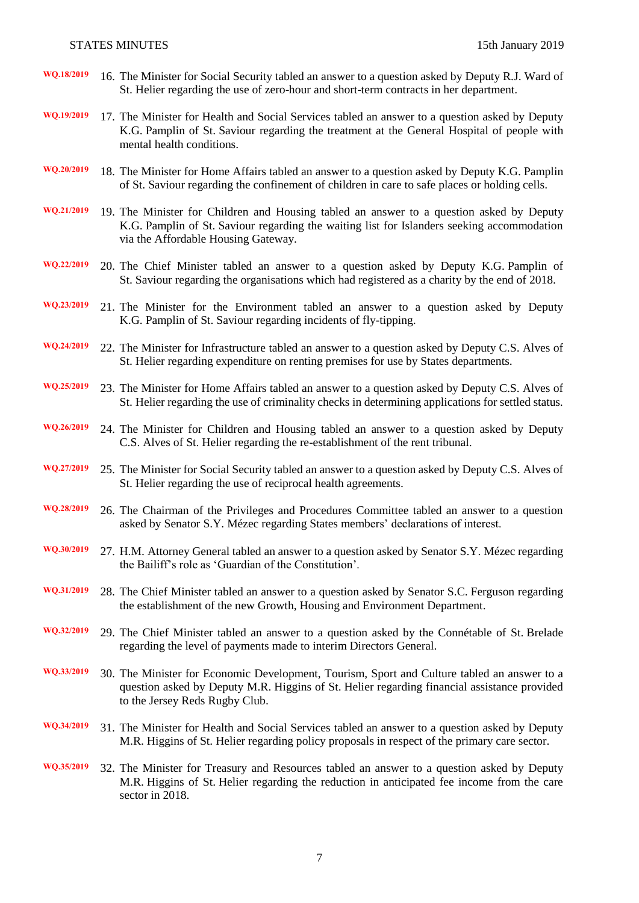WQ.18/2019 16. The Minister for Social Security tabled an answer to a question asked by Deputy R.J. Ward of St. Helier regarding the use of zero-hour and short-term contracts in her department.

WQ.19/2019 17. The Minister for Health and Social Services tabled an answer to a question asked by Deputy K.G. Pamplin of St. Saviour regarding the treatment at the General Hospital of people with mental health conditions.

WQ.20/2019 18. The Minister for Home Affairs tabled an answer to a question asked by Deputy K.G. Pamplin of St. Saviour regarding the confinement of children in care to safe places or holding cells.

WQ.21/2019 19. The Minister for Children and Housing tabled an answer to a question asked by Deputy K.G. Pamplin of St. Saviour regarding the waiting list for Islanders seeking accommodation via the Affordable Housing Gateway.

WQ.22/2019 20. The Chief Minister tabled an answer to a question asked by Deputy K.G. Pamplin of St. Saviour regarding the organisations which had registered as a charity by the end of 2018.

WQ.23/2019 21. The Minister for the Environment tabled an answer to a question asked by Deputy K.G. Pamplin of St. Saviour regarding incidents of fly-tipping.

WQ.24/2019 22. The Minister for Infrastructure tabled an answer to a question asked by Deputy C.S. Alves of St. Helier regarding expenditure on renting premises for use by States departments.

WQ.25/2019 23. The Minister for Home Affairs tabled an answer to a question asked by Deputy C.S. Alves of St. Helier regarding the use of criminality checks in determining applications for settled status.

WQ.26/2019 24. The Minister for Children and Housing tabled an answer to a question asked by Deputy C.S. Alves of St. Helier regarding the re-establishment of the rent tribunal.

WQ.27/2019 25. The Minister for Social Security tabled an answer to a question asked by Deputy C.S. Alves of St. Helier regarding the use of reciprocal health agreements.

WQ.28/2019 26. The Chairman of the Privileges and Procedures Committee tabled an answer to a question asked by Senator S.Y. Mézec regarding States members' declarations of interest.

WQ.30/2019 27. H.M. Attorney General tabled an answer to a question asked by Senator S.Y. Mézec regarding the Bailiff's role as 'Guardian of the Constitution'.

WQ.31/2019 28. The Chief Minister tabled an answer to a question asked by Senator S.C. Ferguson regarding the establishment of the new Growth, Housing and Environment Department.

WQ.32/2019 29. The Chief Minister tabled an answer to a question asked by the Connétable of St. Brelade regarding the level of payments made to interim Directors General.

WQ.33/2019 30. The Minister for Economic Development, Tourism, Sport and Culture tabled an answer to a question asked by Deputy M.R. Higgins of St. Helier regarding financial assistance provided to the Jersey Reds Rugby Club.

WQ.34/2019 31. The Minister for Health and Social Services tabled an answer to a question asked by Deputy M.R. Higgins of St. Helier regarding policy proposals in respect of the primary care sector.

WQ.35/2019 32. The Minister for Treasury and Resources tabled an answer to a question asked by Deputy M.R. Higgins of St. Helier regarding the reduction in anticipated fee income from the care sector in 2018.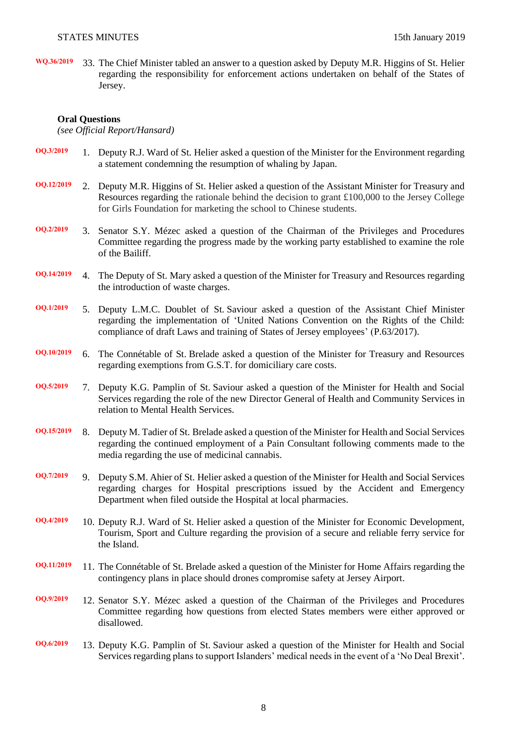WQ.36/2019 33. The Chief Minister tabled an answer to a question asked by Deputy M.R. Higgins of St. Helier regarding the responsibility for enforcement actions undertaken on behalf of the States of Jersey.

**Oral Questions**
*(see Official Report/Hansard)*

OQ.3/2019 1. Deputy R.J. Ward of St. Helier asked a question of the Minister for the Environment regarding a statement condemning the resumption of whaling by Japan.

OQ.12/2019 2. Deputy M.R. Higgins of St. Helier asked a question of the Assistant Minister for Treasury and Resources regarding the rationale behind the decision to grant £100,000 to the Jersey College for Girls Foundation for marketing the school to Chinese students.

OQ.2/2019 3. Senator S.Y. Mézec asked a question of the Chairman of the Privileges and Procedures Committee regarding the progress made by the working party established to examine the role of the Bailiff.

OQ.14/2019 4. The Deputy of St. Mary asked a question of the Minister for Treasury and Resources regarding the introduction of waste charges.

OQ.1/2019 5. Deputy L.M.C. Doublet of St. Saviour asked a question of the Assistant Chief Minister regarding the implementation of 'United Nations Convention on the Rights of the Child: compliance of draft Laws and training of States of Jersey employees' (P.63/2017).

OQ.10/2019 6. The Connétable of St. Brelade asked a question of the Minister for Treasury and Resources regarding exemptions from G.S.T. for domiciliary care costs.

OQ.5/2019 7. Deputy K.G. Pamplin of St. Saviour asked a question of the Minister for Health and Social Services regarding the role of the new Director General of Health and Community Services in relation to Mental Health Services.

OQ.15/2019 8. Deputy M. Tadier of St. Brelade asked a question of the Minister for Health and Social Services regarding the continued employment of a Pain Consultant following comments made to the media regarding the use of medicinal cannabis.

OQ.7/2019 9. Deputy S.M. Ahier of St. Helier asked a question of the Minister for Health and Social Services regarding charges for Hospital prescriptions issued by the Accident and Emergency Department when filed outside the Hospital at local pharmacies.

OQ.4/2019 10. Deputy R.J. Ward of St. Helier asked a question of the Minister for Economic Development, Tourism, Sport and Culture regarding the provision of a secure and reliable ferry service for the Island.

OQ.11/2019 11. The Connétable of St. Brelade asked a question of the Minister for Home Affairs regarding the contingency plans in place should drones compromise safety at Jersey Airport.

OQ.9/2019 12. Senator S.Y. Mézec asked a question of the Chairman of the Privileges and Procedures Committee regarding how questions from elected States members were either approved or disallowed.

OQ.6/2019 13. Deputy K.G. Pamplin of St. Saviour asked a question of the Minister for Health and Social Services regarding plans to support Islanders' medical needs in the event of a 'No Deal Brexit'.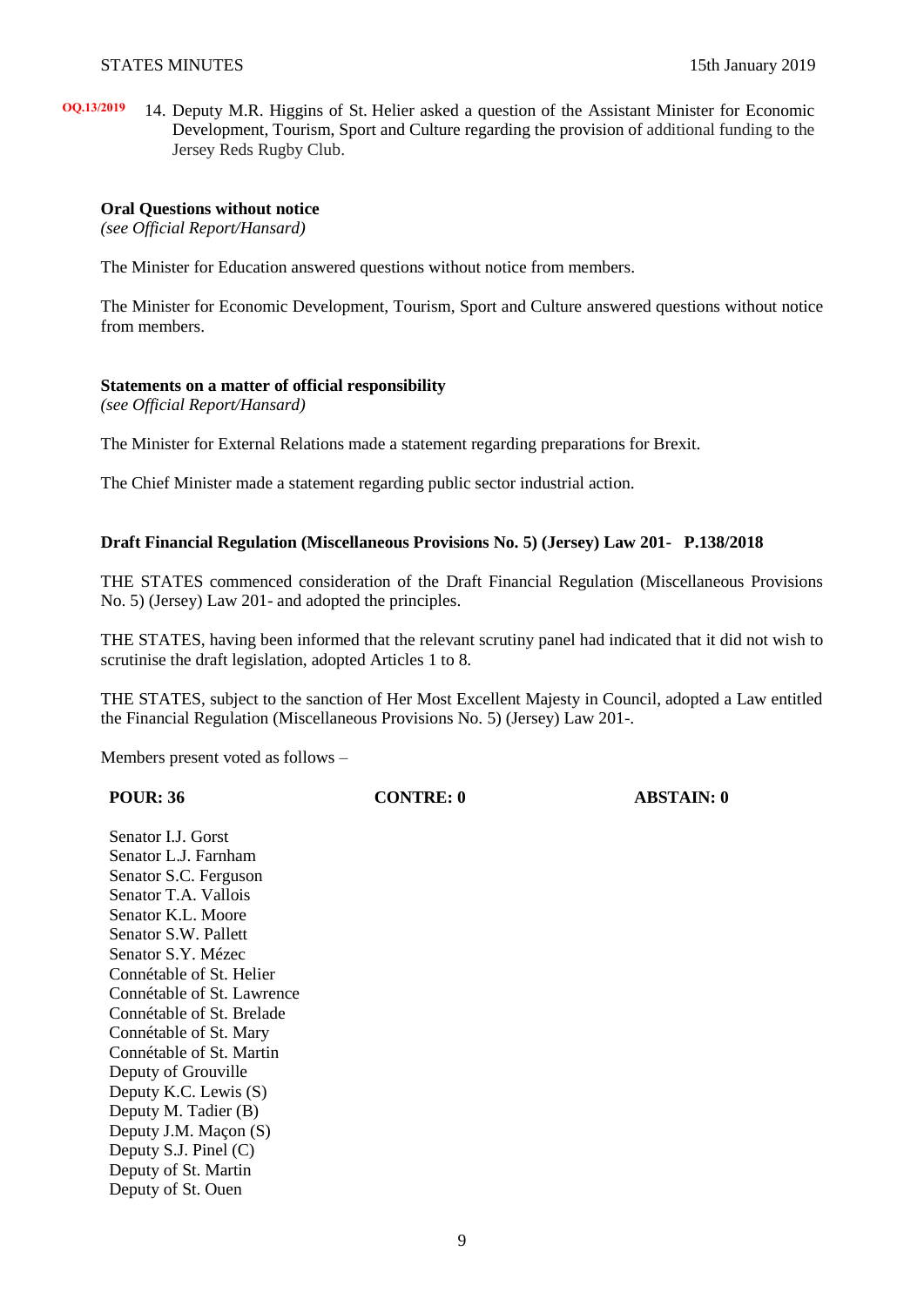OQ.13/2019 14. Deputy M.R. Higgins of St. Helier asked a question of the Assistant Minister for Economic Development, Tourism, Sport and Culture regarding the provision of additional funding to the Jersey Reds Rugby Club.

**Oral Questions without notice**
*(see Official Report/Hansard)*

The Minister for Education answered questions without notice from members.

The Minister for Economic Development, Tourism, Sport and Culture answered questions without notice from members.

**Statements on a matter of official responsibility**
*(see Official Report/Hansard)*

The Minister for External Relations made a statement regarding preparations for Brexit.

The Chief Minister made a statement regarding public sector industrial action.

**Draft Financial Regulation (Miscellaneous Provisions No. 5) (Jersey) Law 201- P.138/2018**

THE STATES commenced consideration of the Draft Financial Regulation (Miscellaneous Provisions No. 5) (Jersey) Law 201- and adopted the principles.

THE STATES, having been informed that the relevant scrutiny panel had indicated that it did not wish to scrutinise the draft legislation, adopted Articles 1 to 8.

THE STATES, subject to the sanction of Her Most Excellent Majesty in Council, adopted a Law entitled the Financial Regulation (Miscellaneous Provisions No. 5) (Jersey) Law 201-.

Members present voted as follows –

| **POUR: 36** | **CONTRE: 0** | **ABSTAIN: 0** |
|---|---|---|
| Senator I.J. Gorst | | |
| Senator L.J. Farnham | | |
| Senator S.C. Ferguson | | |
| Senator T.A. Vallois | | |
| Senator K.L. Moore | | |
| Senator S.W. Pallett | | |
| Senator S.Y. Mézec | | |
| Connétable of St. Helier | | |
| Connétable of St. Lawrence | | |
| Connétable of St. Brelade | | |
| Connétable of St. Mary | | |
| Connétable of St. Martin | | |
| Deputy of Grouville | | |
| Deputy K.C. Lewis (S) | | |
| Deputy M. Tadier (B) | | |
| Deputy J.M. Maçon (S) | | |
| Deputy S.J. Pinel (C) | | |
| Deputy of St. Martin | | |
| Deputy of St. Ouen | | |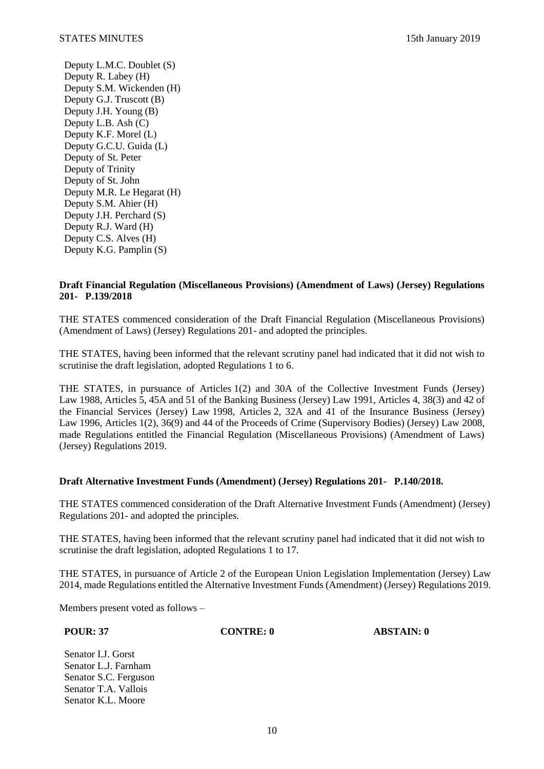Deputy L.M.C. Doublet (S)
Deputy R. Labey (H)
Deputy S.M. Wickenden (H)
Deputy G.J. Truscott (B)
Deputy J.H. Young (B)
Deputy L.B. Ash (C)
Deputy K.F. Morel (L)
Deputy G.C.U. Guida (L)
Deputy of St. Peter
Deputy of Trinity
Deputy of St. John
Deputy M.R. Le Hegarat (H)
Deputy S.M. Ahier (H)
Deputy J.H. Perchard (S)
Deputy R.J. Ward (H)
Deputy C.S. Alves (H)
Deputy K.G. Pamplin (S)

**Draft Financial Regulation (Miscellaneous Provisions) (Amendment of Laws) (Jersey) Regulations 201- P.139/2018**

THE STATES commenced consideration of the Draft Financial Regulation (Miscellaneous Provisions) (Amendment of Laws) (Jersey) Regulations 201- and adopted the principles.

THE STATES, having been informed that the relevant scrutiny panel had indicated that it did not wish to scrutinise the draft legislation, adopted Regulations 1 to 6.

THE STATES, in pursuance of Articles 1(2) and 30A of the Collective Investment Funds (Jersey) Law 1988, Articles 5, 45A and 51 of the Banking Business (Jersey) Law 1991, Articles 4, 38(3) and 42 of the Financial Services (Jersey) Law 1998, Articles 2, 32A and 41 of the Insurance Business (Jersey) Law 1996, Articles 1(2), 36(9) and 44 of the Proceeds of Crime (Supervisory Bodies) (Jersey) Law 2008, made Regulations entitled the Financial Regulation (Miscellaneous Provisions) (Amendment of Laws) (Jersey) Regulations 2019.

**Draft Alternative Investment Funds (Amendment) (Jersey) Regulations 201- P.140/2018.**

THE STATES commenced consideration of the Draft Alternative Investment Funds (Amendment) (Jersey) Regulations 201- and adopted the principles.

THE STATES, having been informed that the relevant scrutiny panel had indicated that it did not wish to scrutinise the draft legislation, adopted Regulations 1 to 17.

THE STATES, in pursuance of Article 2 of the European Union Legislation Implementation (Jersey) Law 2014, made Regulations entitled the Alternative Investment Funds (Amendment) (Jersey) Regulations 2019.

Members present voted as follows –

**POUR: 37** **CONTRE: 0** **ABSTAIN: 0**

Senator I.J. Gorst
Senator L.J. Farnham
Senator S.C. Ferguson
Senator T.A. Vallois
Senator K.L. Moore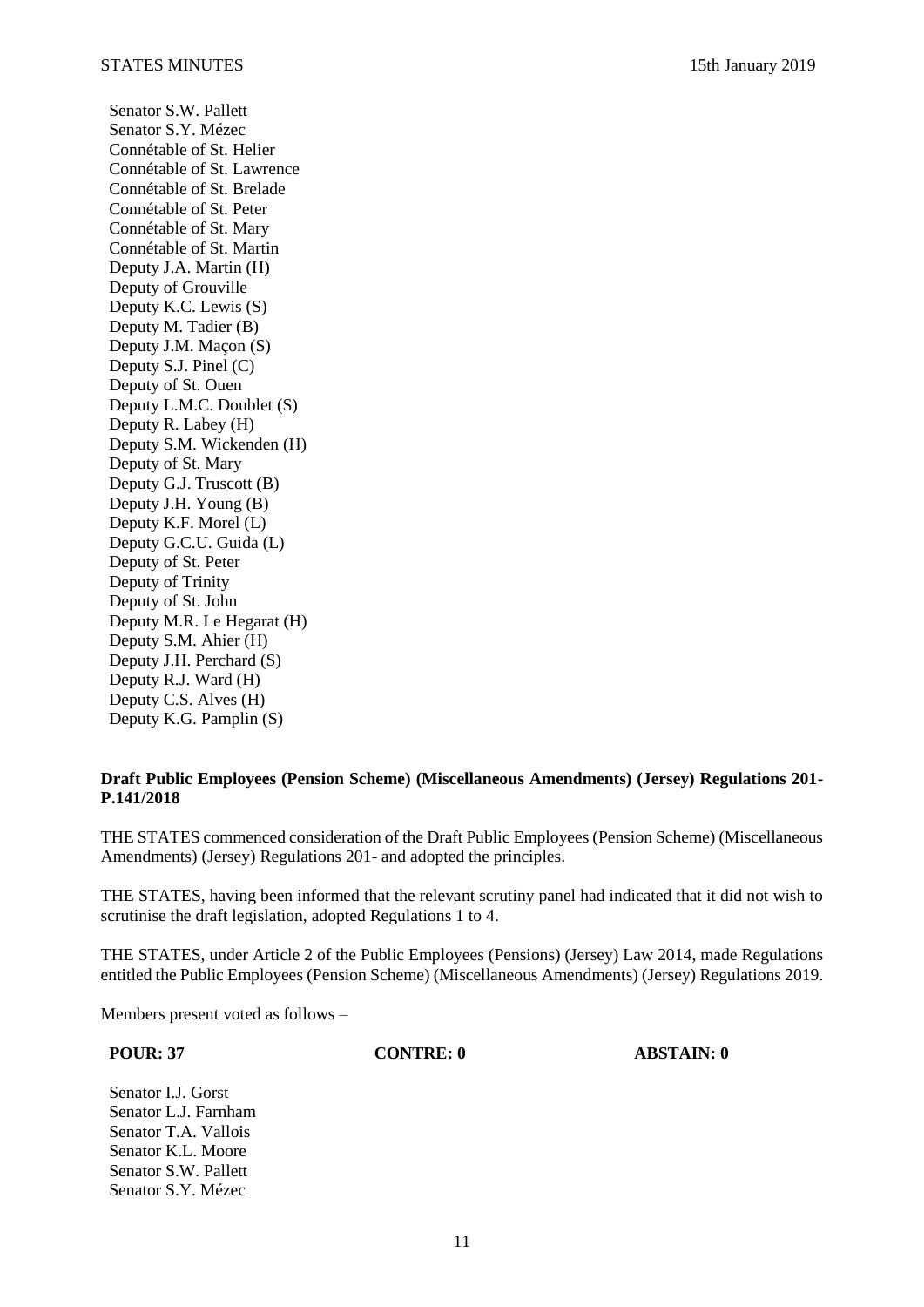Senator S.W. Pallett
Senator S.Y. Mézec
Connétable of St. Helier
Connétable of St. Lawrence
Connétable of St. Brelade
Connétable of St. Peter
Connétable of St. Mary
Connétable of St. Martin
Deputy J.A. Martin (H)
Deputy of Grouville
Deputy K.C. Lewis (S)
Deputy M. Tadier (B)
Deputy J.M. Maçon (S)
Deputy S.J. Pinel (C)
Deputy of St. Ouen
Deputy L.M.C. Doublet (S)
Deputy R. Labey (H)
Deputy S.M. Wickenden (H)
Deputy of St. Mary
Deputy G.J. Truscott (B)
Deputy J.H. Young (B)
Deputy K.F. Morel (L)
Deputy G.C.U. Guida (L)
Deputy of St. Peter
Deputy of Trinity
Deputy of St. John
Deputy M.R. Le Hegarat (H)
Deputy S.M. Ahier (H)
Deputy J.H. Perchard (S)
Deputy R.J. Ward (H)
Deputy C.S. Alves (H)
Deputy K.G. Pamplin (S)

**Draft Public Employees (Pension Scheme) (Miscellaneous Amendments) (Jersey) Regulations 201- P.141/2018**

THE STATES commenced consideration of the Draft Public Employees (Pension Scheme) (Miscellaneous Amendments) (Jersey) Regulations 201- and adopted the principles.

THE STATES, having been informed that the relevant scrutiny panel had indicated that it did not wish to scrutinise the draft legislation, adopted Regulations 1 to 4.

THE STATES, under Article 2 of the Public Employees (Pensions) (Jersey) Law 2014, made Regulations entitled the Public Employees (Pension Scheme) (Miscellaneous Amendments) (Jersey) Regulations 2019.

Members present voted as follows –

**POUR: 37** **CONTRE: 0** **ABSTAIN: 0**

Senator I.J. Gorst
Senator L.J. Farnham
Senator T.A. Vallois
Senator K.L. Moore
Senator S.W. Pallett
Senator S.Y. Mézec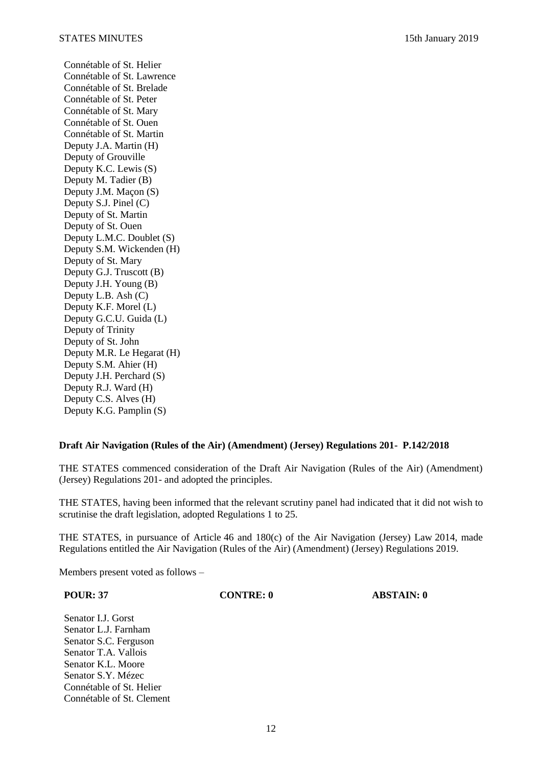Connétable of St. Helier
Connétable of St. Lawrence
Connétable of St. Brelade
Connétable of St. Peter
Connétable of St. Mary
Connétable of St. Ouen
Connétable of St. Martin
Deputy J.A. Martin (H)
Deputy of Grouville
Deputy K.C. Lewis (S)
Deputy M. Tadier (B)
Deputy J.M. Maçon (S)
Deputy S.J. Pinel (C)
Deputy of St. Martin
Deputy of St. Ouen
Deputy L.M.C. Doublet (S)
Deputy S.M. Wickenden (H)
Deputy of St. Mary
Deputy G.J. Truscott (B)
Deputy J.H. Young (B)
Deputy L.B. Ash (C)
Deputy K.F. Morel (L)
Deputy G.C.U. Guida (L)
Deputy of Trinity
Deputy of St. John
Deputy M.R. Le Hegarat (H)
Deputy S.M. Ahier (H)
Deputy J.H. Perchard (S)
Deputy R.J. Ward (H)
Deputy C.S. Alves (H)
Deputy K.G. Pamplin (S)

**Draft Air Navigation (Rules of the Air) (Amendment) (Jersey) Regulations 201- P.142/2018**

THE STATES commenced consideration of the Draft Air Navigation (Rules of the Air) (Amendment) (Jersey) Regulations 201- and adopted the principles.

THE STATES, having been informed that the relevant scrutiny panel had indicated that it did not wish to scrutinise the draft legislation, adopted Regulations 1 to 25.

THE STATES, in pursuance of Article 46 and 180(c) of the Air Navigation (Jersey) Law 2014, made Regulations entitled the Air Navigation (Rules of the Air) (Amendment) (Jersey) Regulations 2019.

Members present voted as follows –

**POUR: 37** **CONTRE: 0** **ABSTAIN: 0**

Senator I.J. Gorst
Senator L.J. Farnham
Senator S.C. Ferguson
Senator T.A. Vallois
Senator K.L. Moore
Senator S.Y. Mézec
Connétable of St. Helier
Connétable of St. Clement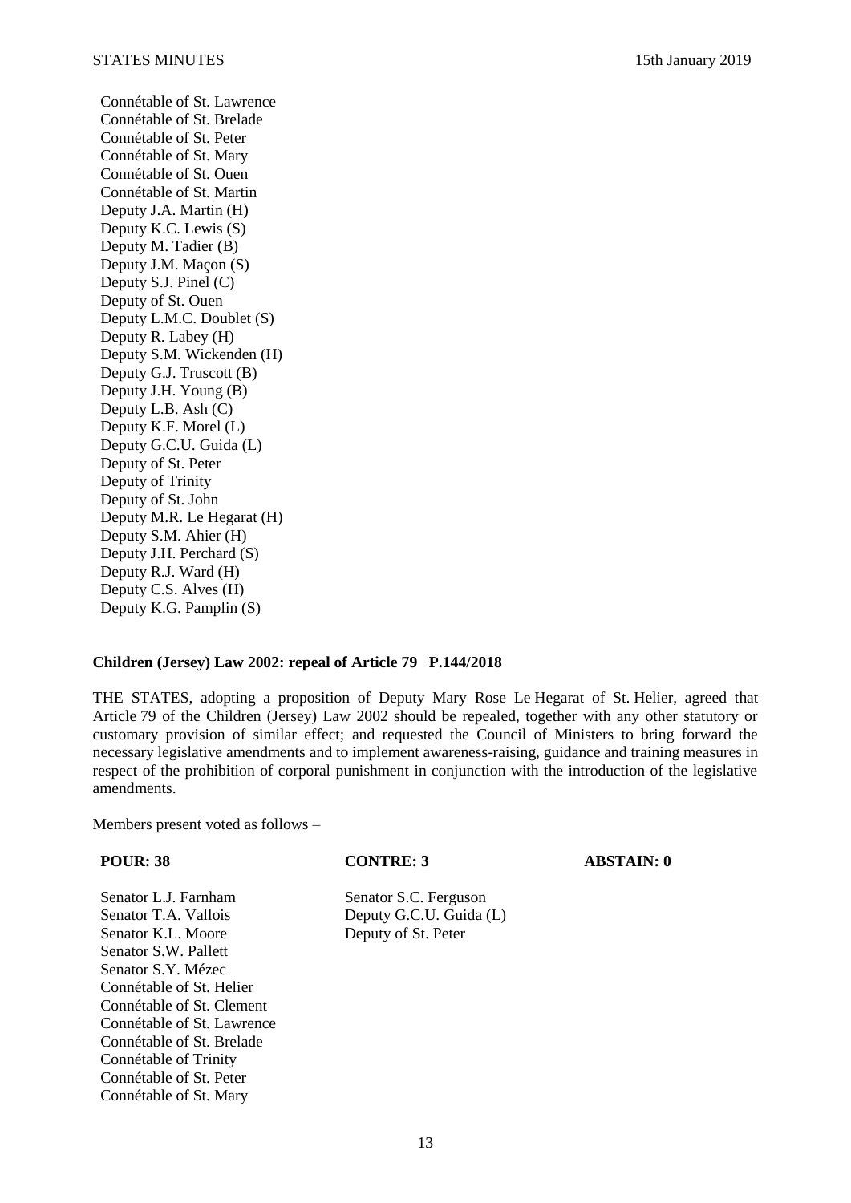Connétable of St. Lawrence
Connétable of St. Brelade
Connétable of St. Peter
Connétable of St. Mary
Connétable of St. Ouen
Connétable of St. Martin
Deputy J.A. Martin (H)
Deputy K.C. Lewis (S)
Deputy M. Tadier (B)
Deputy J.M. Maçon (S)
Deputy S.J. Pinel (C)
Deputy of St. Ouen
Deputy L.M.C. Doublet (S)
Deputy R. Labey (H)
Deputy S.M. Wickenden (H)
Deputy G.J. Truscott (B)
Deputy J.H. Young (B)
Deputy L.B. Ash (C)
Deputy K.F. Morel (L)
Deputy G.C.U. Guida (L)
Deputy of St. Peter
Deputy of Trinity
Deputy of St. John
Deputy M.R. Le Hegarat (H)
Deputy S.M. Ahier (H)
Deputy J.H. Perchard (S)
Deputy R.J. Ward (H)
Deputy C.S. Alves (H)
Deputy K.G. Pamplin (S)

**Children (Jersey) Law 2002: repeal of Article 79 P.144/2018**

THE STATES, adopting a proposition of Deputy Mary Rose Le Hegarat of St. Helier, agreed that Article 79 of the Children (Jersey) Law 2002 should be repealed, together with any other statutory or customary provision of similar effect; and requested the Council of Ministers to bring forward the necessary legislative amendments and to implement awareness-raising, guidance and training measures in respect of the prohibition of corporal punishment in conjunction with the introduction of the legislative amendments.

Members present voted as follows –

| **POUR: 38** | **CONTRE: 3** | **ABSTAIN: 0** |
|---|---|---|
| Senator L.J. Farnham | Senator S.C. Ferguson | |
| Senator T.A. Vallois | Deputy G.C.U. Guida (L) | |
| Senator K.L. Moore | Deputy of St. Peter | |
| Senator S.W. Pallett | | |
| Senator S.Y. Mézec | | |
| Connétable of St. Helier | | |
| Connétable of St. Clement | | |
| Connétable of St. Lawrence | | |
| Connétable of St. Brelade | | |
| Connétable of Trinity | | |
| Connétable of St. Peter | | |
| Connétable of St. Mary | | |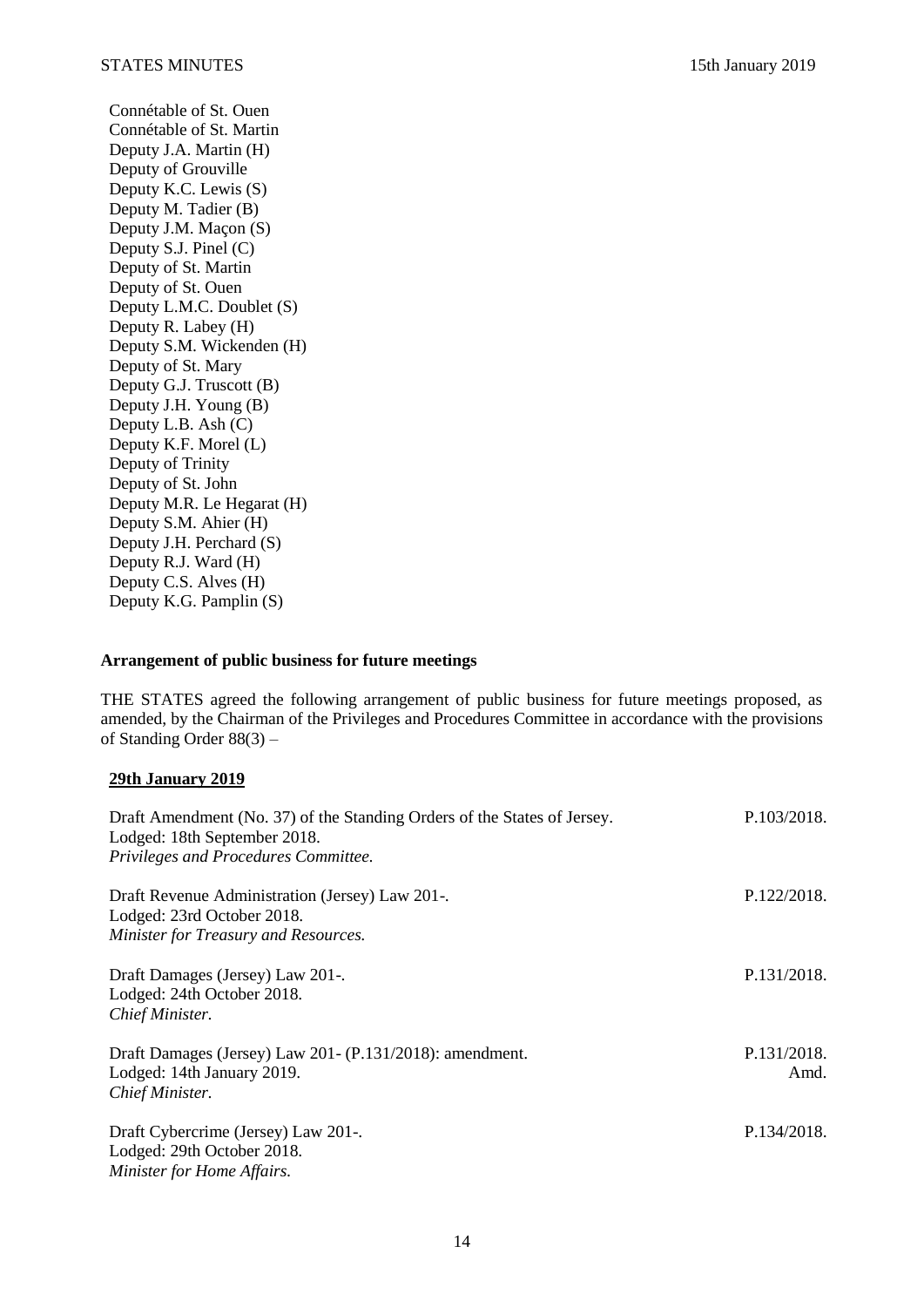Connétable of St. Ouen
Connétable of St. Martin
Deputy J.A. Martin (H)
Deputy of Grouville
Deputy K.C. Lewis (S)
Deputy M. Tadier (B)
Deputy J.M. Maçon (S)
Deputy S.J. Pinel (C)
Deputy of St. Martin
Deputy of St. Ouen
Deputy L.M.C. Doublet (S)
Deputy R. Labey (H)
Deputy S.M. Wickenden (H)
Deputy of St. Mary
Deputy G.J. Truscott (B)
Deputy J.H. Young (B)
Deputy L.B. Ash (C)
Deputy K.F. Morel (L)
Deputy of Trinity
Deputy of St. John
Deputy M.R. Le Hegarat (H)
Deputy S.M. Ahier (H)
Deputy J.H. Perchard (S)
Deputy R.J. Ward (H)
Deputy C.S. Alves (H)
Deputy K.G. Pamplin (S)

**Arrangement of public business for future meetings**

THE STATES agreed the following arrangement of public business for future meetings proposed, as amended, by the Chairman of the Privileges and Procedures Committee in accordance with the provisions of Standing Order 88(3) –

**29th January 2019**

Draft Amendment (No. 37) of the Standing Orders of the States of Jersey. — P.103/2018.
Lodged: 18th September 2018.
*Privileges and Procedures Committee.*

Draft Revenue Administration (Jersey) Law 201-. — P.122/2018.
Lodged: 23rd October 2018.
*Minister for Treasury and Resources.*

Draft Damages (Jersey) Law 201-. — P.131/2018.
Lodged: 24th October 2018.
*Chief Minister.*

Draft Damages (Jersey) Law 201- (P.131/2018): amendment. — P.131/2018. Amd.
Lodged: 14th January 2019.
*Chief Minister.*

Draft Cybercrime (Jersey) Law 201-. — P.134/2018.
Lodged: 29th October 2018.
*Minister for Home Affairs.*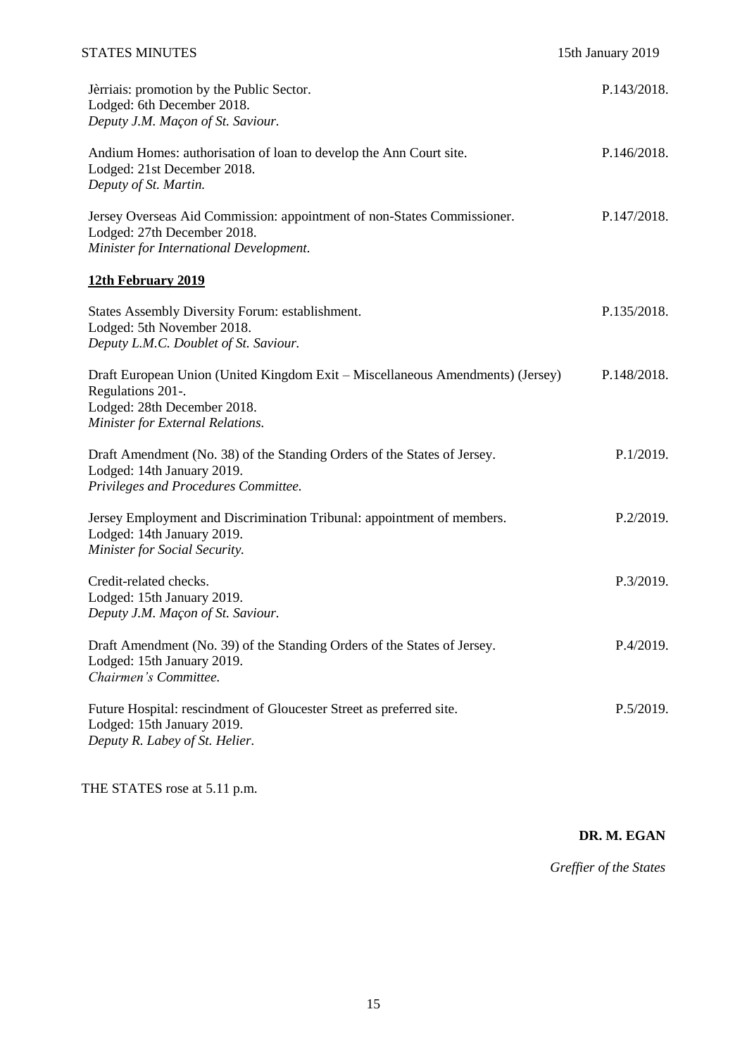Jèrriais: promotion by the Public Sector. P.143/2018.
Lodged: 6th December 2018.
*Deputy J.M. Maçon of St. Saviour.*

Andium Homes: authorisation of loan to develop the Ann Court site. P.146/2018.
Lodged: 21st December 2018.
*Deputy of St. Martin.*

Jersey Overseas Aid Commission: appointment of non-States Commissioner. P.147/2018.
Lodged: 27th December 2018.
*Minister for International Development.*

**12th February 2019**

States Assembly Diversity Forum: establishment. P.135/2018.
Lodged: 5th November 2018.
*Deputy L.M.C. Doublet of St. Saviour.*

Draft European Union (United Kingdom Exit – Miscellaneous Amendments) (Jersey) Regulations 201-. P.148/2018.
Lodged: 28th December 2018.
*Minister for External Relations.*

Draft Amendment (No. 38) of the Standing Orders of the States of Jersey. P.1/2019.
Lodged: 14th January 2019.
*Privileges and Procedures Committee.*

Jersey Employment and Discrimination Tribunal: appointment of members. P.2/2019.
Lodged: 14th January 2019.
*Minister for Social Security.*

Credit-related checks. P.3/2019.
Lodged: 15th January 2019.
*Deputy J.M. Maçon of St. Saviour.*

Draft Amendment (No. 39) of the Standing Orders of the States of Jersey. P.4/2019.
Lodged: 15th January 2019.
*Chairmen's Committee.*

Future Hospital: rescindment of Gloucester Street as preferred site. P.5/2019.
Lodged: 15th January 2019.
*Deputy R. Labey of St. Helier.*

THE STATES rose at 5.11 p.m.

**DR. M. EGAN**

*Greffier of the States*